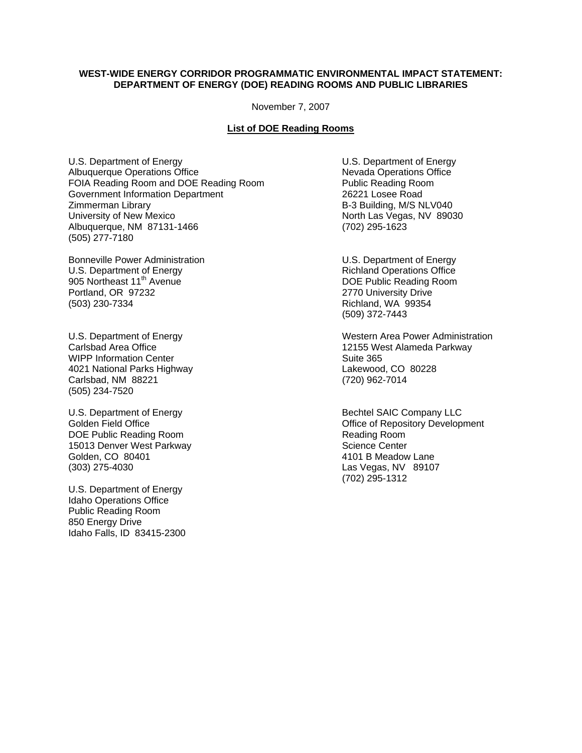# WEST-WIDE ENERGY CORRIDOR PROGRAMMATIC ENVIRONMENTAL IMPACT STATEMENT: DEPARTMENT OF ENERGY (DOE) READING ROOMS AND PUBLIC LIBRARIES

November 7, 2007

## List of DOE Reading Rooms

U.S. Department of Energy
Albuquerque Operations Office
FOIA Reading Room and DOE Reading Room
Government Information Department
Zimmerman Library
University of New Mexico
Albuquerque, NM 87131-1466
(505) 277-7180

Bonneville Power Administration
U.S. Department of Energy
905 Northeast 11th Avenue
Portland, OR 97232
(503) 230-7334

U.S. Department of Energy
Carlsbad Area Office
WIPP Information Center
4021 National Parks Highway
Carlsbad, NM 88221
(505) 234-7520

U.S. Department of Energy
Golden Field Office
DOE Public Reading Room
15013 Denver West Parkway
Golden, CO 80401
(303) 275-4030

U.S. Department of Energy
Idaho Operations Office
Public Reading Room
850 Energy Drive
Idaho Falls, ID 83415-2300

U.S. Department of Energy
Nevada Operations Office
Public Reading Room
26221 Losee Road
B-3 Building, M/S NLV040
North Las Vegas, NV 89030
(702) 295-1623

U.S. Department of Energy
Richland Operations Office
DOE Public Reading Room
2770 University Drive
Richland, WA 99354
(509) 372-7443

Western Area Power Administration
12155 West Alameda Parkway
Suite 365
Lakewood, CO 80228
(720) 962-7014

Bechtel SAIC Company LLC
Office of Repository Development
Reading Room
Science Center
4101 B Meadow Lane
Las Vegas, NV 89107
(702) 295-1312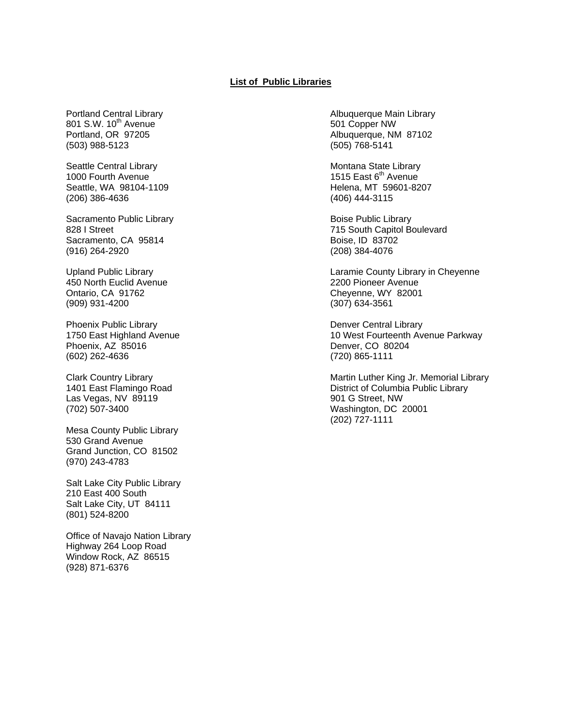**List of Public Libraries**

Portland Central Library
801 S.W. 10th Avenue
Portland, OR 97205
(503) 988-5123

Seattle Central Library
1000 Fourth Avenue
Seattle, WA 98104-1109
(206) 386-4636

Sacramento Public Library
828 I Street
Sacramento, CA 95814
(916) 264-2920

Upland Public Library
450 North Euclid Avenue
Ontario, CA 91762
(909) 931-4200

Phoenix Public Library
1750 East Highland Avenue
Phoenix, AZ 85016
(602) 262-4636

Clark Country Library
1401 East Flamingo Road
Las Vegas, NV 89119
(702) 507-3400

Mesa County Public Library
530 Grand Avenue
Grand Junction, CO 81502
(970) 243-4783

Salt Lake City Public Library
210 East 400 South
Salt Lake City, UT 84111
(801) 524-8200

Office of Navajo Nation Library
Highway 264 Loop Road
Window Rock, AZ 86515
(928) 871-6376

Albuquerque Main Library
501 Copper NW
Albuquerque, NM 87102
(505) 768-5141

Montana State Library
1515 East 6th Avenue
Helena, MT 59601-8207
(406) 444-3115

Boise Public Library
715 South Capitol Boulevard
Boise, ID 83702
(208) 384-4076

Laramie County Library in Cheyenne
2200 Pioneer Avenue
Cheyenne, WY 82001
(307) 634-3561

Denver Central Library
10 West Fourteenth Avenue Parkway
Denver, CO 80204
(720) 865-1111

Martin Luther King Jr. Memorial Library
District of Columbia Public Library
901 G Street, NW
Washington, DC 20001
(202) 727-1111